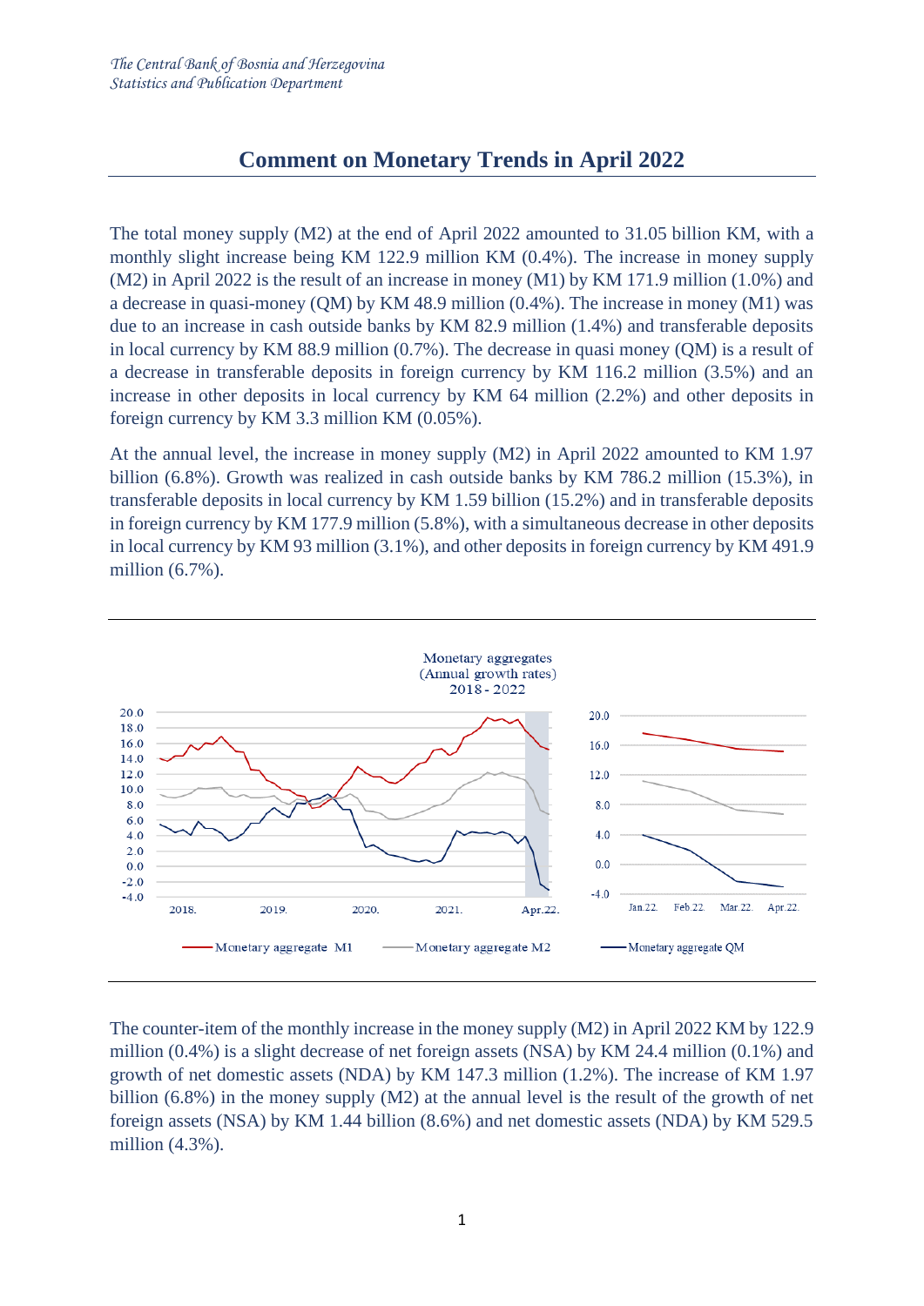*The Central Bank of Bosnia and Herzegovina*
*Statistics and Publication Department*

# Comment on Monetary Trends in April 2022

The total money supply (M2) at the end of April 2022 amounted to 31.05 billion KM, with a monthly slight increase being KM 122.9 million KM (0.4%). The increase in money supply (M2) in April 2022 is the result of an increase in money (M1) by KM 171.9 million (1.0%) and a decrease in quasi-money (QM) by KM 48.9 million (0.4%). The increase in money (M1) was due to an increase in cash outside banks by KM 82.9 million (1.4%) and transferable deposits in local currency by KM 88.9 million (0.7%). The decrease in quasi money (QM) is a result of a decrease in transferable deposits in foreign currency by KM 116.2 million (3.5%) and an increase in other deposits in local currency by KM 64 million (2.2%) and other deposits in foreign currency by KM 3.3 million KM (0.05%).

At the annual level, the increase in money supply (M2) in April 2022 amounted to KM 1.97 billion (6.8%). Growth was realized in cash outside banks by KM 786.2 million (15.3%), in transferable deposits in local currency by KM 1.59 billion (15.2%) and in transferable deposits in foreign currency by KM 177.9 million (5.8%), with a simultaneous decrease in other deposits in local currency by KM 93 million (3.1%), and other deposits in foreign currency by KM 491.9 million (6.7%).

Monetary aggregates
(Annual growth rates)
2018 - 2022

Monetary aggregate M1 — Monetary aggregate M2 — Monetary aggregate QM

The counter-item of the monthly increase in the money supply (M2) in April 2022 KM by 122.9 million (0.4%) is a slight decrease of net foreign assets (NSA) by KM 24.4 million (0.1%) and growth of net domestic assets (NDA) by KM 147.3 million (1.2%). The increase of KM 1.97 billion (6.8%) in the money supply (M2) at the annual level is the result of the growth of net foreign assets (NSA) by KM 1.44 billion (8.6%) and net domestic assets (NDA) by KM 529.5 million (4.3%).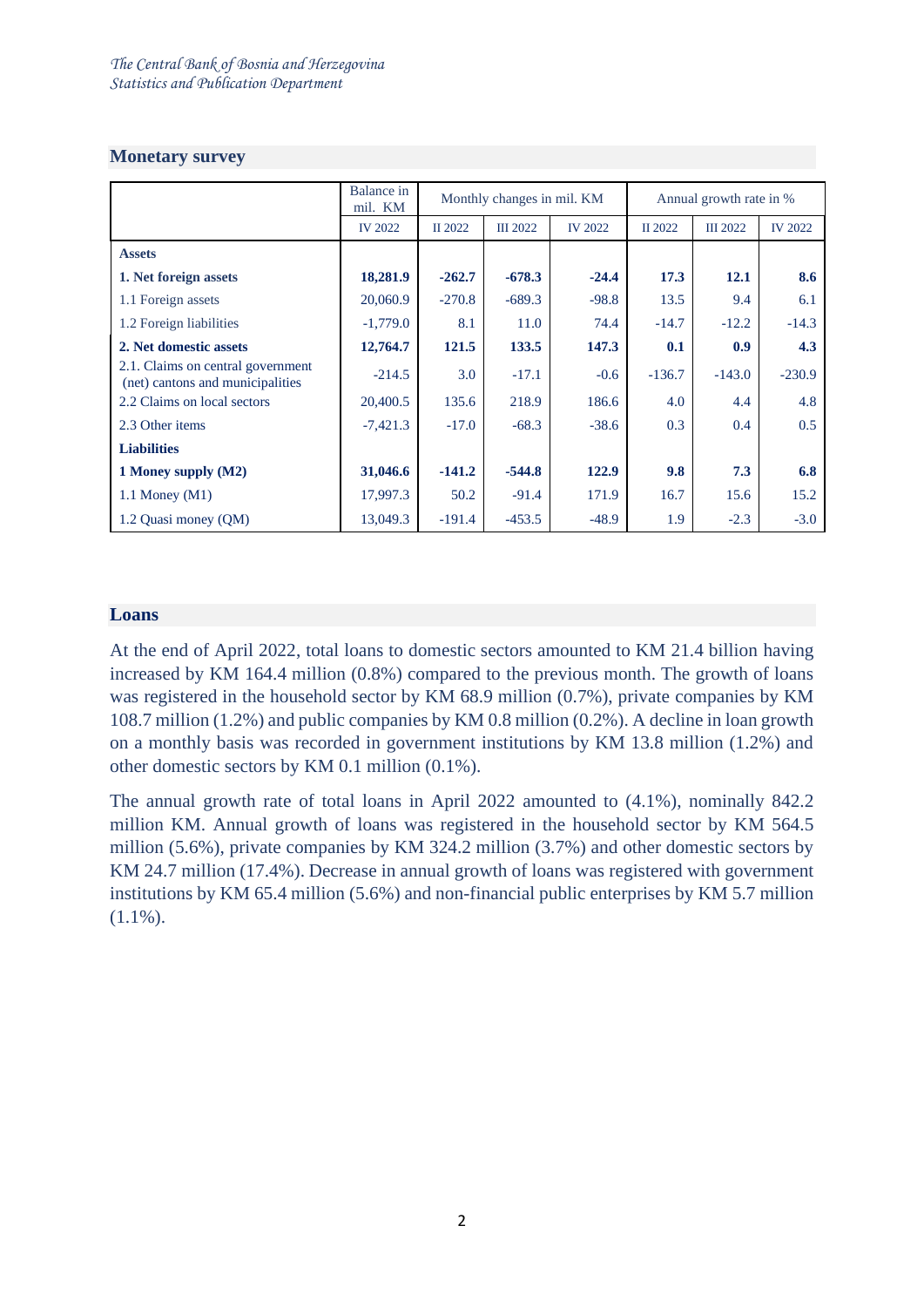## Monetary survey

| | Balance in mil. KM | Monthly changes in mil. KM | | | Annual growth rate in % | | |
|---|---|---|---|---|---|---|---|
| | IV 2022 | II 2022 | III 2022 | IV 2022 | II 2022 | III 2022 | IV 2022 |
| **Assets** | | | | | | | |
| **1. Net foreign assets** | **18,281.9** | **-262.7** | **-678.3** | **-24.4** | **17.3** | **12.1** | **8.6** |
| 1.1 Foreign assets | 20,060.9 | -270.8 | -689.3 | -98.8 | 13.5 | 9.4 | 6.1 |
| 1.2 Foreign liabilities | -1,779.0 | 8.1 | 11.0 | 74.4 | -14.7 | -12.2 | -14.3 |
| **2. Net domestic assets** | **12,764.7** | **121.5** | **133.5** | **147.3** | **0.1** | **0.9** | **4.3** |
| 2.1. Claims on central government (net) cantons and municipalities | -214.5 | 3.0 | -17.1 | -0.6 | -136.7 | -143.0 | -230.9 |
| 2.2 Claims on local sectors | 20,400.5 | 135.6 | 218.9 | 186.6 | 4.0 | 4.4 | 4.8 |
| 2.3 Other items | -7,421.3 | -17.0 | -68.3 | -38.6 | 0.3 | 0.4 | 0.5 |
| **Liabilities** | | | | | | | |
| **1 Money supply (M2)** | **31,046.6** | **-141.2** | **-544.8** | **122.9** | **9.8** | **7.3** | **6.8** |
| 1.1 Money (M1) | 17,997.3 | 50.2 | -91.4 | 171.9 | 16.7 | 15.6 | 15.2 |
| 1.2 Quasi money (QM) | 13,049.3 | -191.4 | -453.5 | -48.9 | 1.9 | -2.3 | -3.0 |

## Loans

At the end of April 2022, total loans to domestic sectors amounted to KM 21.4 billion having increased by KM 164.4 million (0.8%) compared to the previous month. The growth of loans was registered in the household sector by KM 68.9 million (0.7%), private companies by KM 108.7 million (1.2%) and public companies by KM 0.8 million (0.2%). A decline in loan growth on a monthly basis was recorded in government institutions by KM 13.8 million (1.2%) and other domestic sectors by KM 0.1 million (0.1%).

The annual growth rate of total loans in April 2022 amounted to (4.1%), nominally 842.2 million KM. Annual growth of loans was registered in the household sector by KM 564.5 million (5.6%), private companies by KM 324.2 million (3.7%) and other domestic sectors by KM 24.7 million (17.4%). Decrease in annual growth of loans was registered with government institutions by KM 65.4 million (5.6%) and non-financial public enterprises by KM 5.7 million (1.1%).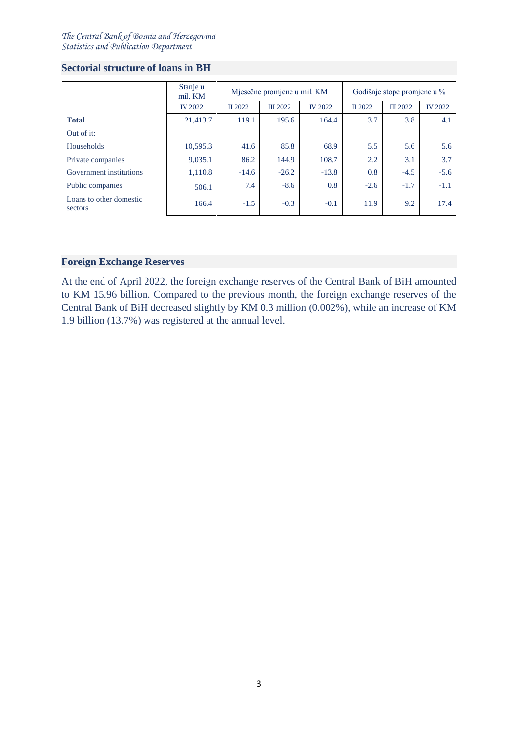## Sectorial structure of loans in BH

| | Stanje u mil. KM | Mjesečne promjene u mil. KM | | | Godišnje stope promjene u % | | |
|---|---|---|---|---|---|---|---|
| | IV 2022 | II 2022 | III 2022 | IV 2022 | II 2022 | III 2022 | IV 2022 |
| **Total** | 21,413.7 | 119.1 | 195.6 | 164.4 | 3.7 | 3.8 | 4.1 |
| Out of it: | | | | | | | |
| Households | 10,595.3 | 41.6 | 85.8 | 68.9 | 5.5 | 5.6 | 5.6 |
| Private companies | 9,035.1 | 86.2 | 144.9 | 108.7 | 2.2 | 3.1 | 3.7 |
| Government institutions | 1,110.8 | -14.6 | -26.2 | -13.8 | 0.8 | -4.5 | -5.6 |
| Public companies | 506.1 | 7.4 | -8.6 | 0.8 | -2.6 | -1.7 | -1.1 |
| Loans to other domestic sectors | 166.4 | -1.5 | -0.3 | -0.1 | 11.9 | 9.2 | 17.4 |

## Foreign Exchange Reserves

At the end of April 2022, the foreign exchange reserves of the Central Bank of BiH amounted to KM 15.96 billion. Compared to the previous month, the foreign exchange reserves of the Central Bank of BiH decreased slightly by KM 0.3 million (0.002%), while an increase of KM 1.9 billion (13.7%) was registered at the annual level.